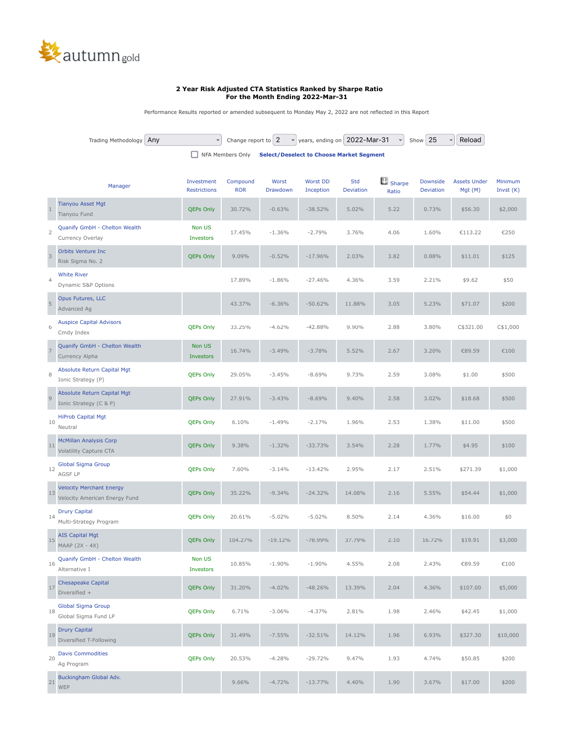autumn gold

**2 Year Risk Adjusted CTA Statistics Ranked by Sharpe Ratio**
**For the Month Ending 2022-Mar-31**

Performance Results reported or amended subsequent to Monday May 2, 2022 are not reflected in this Report

Trading Methodology Any | Change report to 2 years, ending on 2022-Mar-31 | Show 25 | Reload

NFA Members Only | **Select/Deselect to Choose Market Segment**

| | Manager | Investment Restrictions | Compound ROR | Worst Drawdown | Worst DD Inception | Std Deviation | Sharpe Ratio | Downside Deviation | Assets Under Mgt (M) | Minimum Invst (K) |
|---|---|---|---|---|---|---|---|---|---|---|
| 1 | Tianyou Asset Mgt<br>Tianyou Fund | QEPs Only | 30.72% | -0.63% | -38.52% | 5.02% | 5.22 | 0.73% | $56.30 | $2,000 |
| 2 | Quanify GmbH - Chelton Wealth<br>Currency Overlay | Non US Investors | 17.45% | -1.36% | -2.79% | 3.76% | 4.06 | 1.60% | €113.22 | €250 |
| 3 | Orbits Venture Inc<br>Risk Sigma No. 2 | QEPs Only | 9.09% | -0.52% | -17.96% | 2.03% | 3.82 | 0.88% | $11.01 | $125 |
| 4 | White River<br>Dynamic S&P Options | | 17.89% | -1.86% | -27.46% | 4.36% | 3.59 | 2.21% | $9.62 | $50 |
| 5 | Opus Futures, LLC<br>Advanced Ag | | 43.37% | -6.36% | -50.62% | 11.88% | 3.05 | 5.23% | $71.07 | $200 |
| 6 | Auspice Capital Advisors<br>Cmdy Index | QEPs Only | 33.25% | -4.62% | -42.88% | 9.90% | 2.88 | 3.80% | C$321.00 | C$1,000 |
| 7 | Quanify GmbH - Chelton Wealth<br>Currency Alpha | Non US Investors | 16.74% | -3.49% | -3.78% | 5.52% | 2.67 | 3.20% | €89.59 | €100 |
| 8 | Absolute Return Capital Mgt<br>Ionic Strategy (P) | QEPs Only | 29.05% | -3.45% | -8.69% | 9.73% | 2.59 | 3.08% | $1.00 | $500 |
| 9 | Absolute Return Capital Mgt<br>Ionic Strategy (C & P) | QEPs Only | 27.91% | -3.43% | -8.69% | 9.40% | 2.58 | 3.02% | $18.68 | $500 |
| 10 | HiProb Capital Mgt<br>Neutral | QEPs Only | 6.10% | -1.49% | -2.17% | 1.96% | 2.53 | 1.38% | $11.00 | $500 |
| 11 | McMillan Analysis Corp<br>Volatility Capture CTA | QEPs Only | 9.38% | -1.32% | -33.73% | 3.54% | 2.28 | 1.77% | $4.95 | $100 |
| 12 | Global Sigma Group<br>AGSF LP | QEPs Only | 7.60% | -3.14% | -13.42% | 2.95% | 2.17 | 2.51% | $271.39 | $1,000 |
| 13 | Velocity Merchant Energy<br>Velocity American Energy Fund | QEPs Only | 35.22% | -9.34% | -24.32% | 14.08% | 2.16 | 5.55% | $54.44 | $1,000 |
| 14 | Drury Capital<br>Multi-Strategy Program | QEPs Only | 20.61% | -5.02% | -5.02% | 8.50% | 2.14 | 4.36% | $16.00 | $0 |
| 15 | AIS Capital Mgt<br>MAAP (2X - 4X) | QEPs Only | 104.27% | -19.12% | -78.99% | 37.79% | 2.10 | 16.72% | $19.91 | $3,000 |
| 16 | Quanify GmbH - Chelton Wealth<br>Alternative I | Non US Investors | 10.85% | -1.90% | -1.90% | 4.55% | 2.08 | 2.43% | €89.59 | €100 |
| 17 | Chesapeake Capital<br>Diversified + | QEPs Only | 31.20% | -4.02% | -48.26% | 13.39% | 2.04 | 4.36% | $107.00 | $5,000 |
| 18 | Global Sigma Group<br>Global Sigma Fund LP | QEPs Only | 6.71% | -3.06% | -4.37% | 2.81% | 1.98 | 2.46% | $42.45 | $1,000 |
| 19 | Drury Capital<br>Diversified T-Following | QEPs Only | 31.49% | -7.55% | -32.51% | 14.12% | 1.96 | 6.93% | $327.30 | $10,000 |
| 20 | Davis Commodities<br>Ag Program | QEPs Only | 20.53% | -4.28% | -29.72% | 9.47% | 1.93 | 4.74% | $50.85 | $200 |
| 21 | Buckingham Global Adv.<br>WEP | | 9.66% | -4.72% | -13.77% | 4.40% | 1.90 | 3.67% | $17.00 | $200 |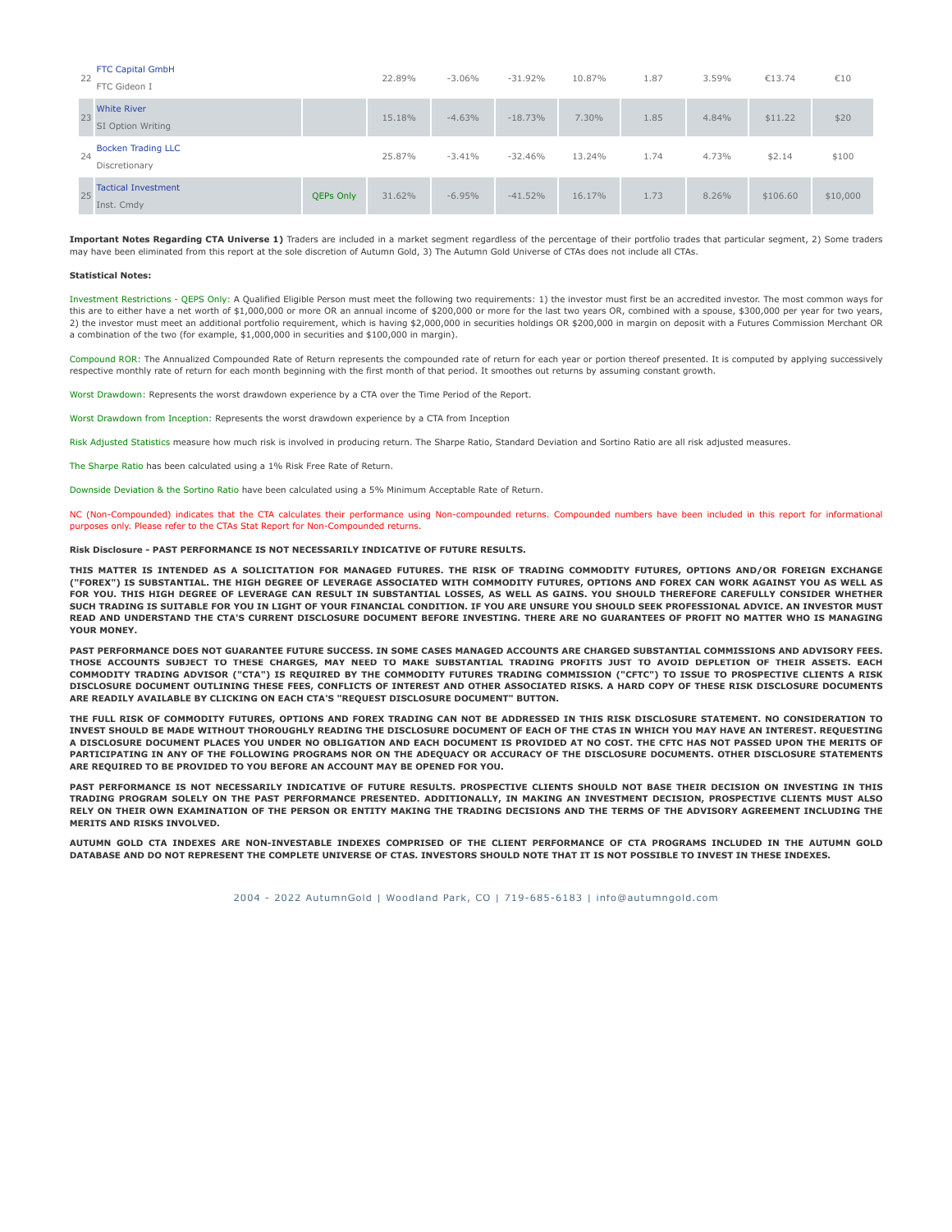| | | | | | | | | | | |
|---|---|---|---|---|---|---|---|---|---|---|
| 22 | FTC Capital GmbH<br>FTC Gideon I | | 22.89% | -3.06% | -31.92% | 10.87% | 1.87 | 3.59% | €13.74 | €10 |
| 23 | White River<br>SI Option Writing | | 15.18% | -4.63% | -18.73% | 7.30% | 1.85 | 4.84% | $11.22 | $20 |
| 24 | Bocken Trading LLC<br>Discretionary | | 25.87% | -3.41% | -32.46% | 13.24% | 1.74 | 4.73% | $2.14 | $100 |
| 25 | Tactical Investment<br>Inst. Cmdy | QEPs Only | 31.62% | -6.95% | -41.52% | 16.17% | 1.73 | 8.26% | $106.60 | $10,000 |

**Important Notes Regarding CTA Universe 1)** Traders are included in a market segment regardless of the percentage of their portfolio trades that particular segment, 2) Some traders may have been eliminated from this report at the sole discretion of Autumn Gold, 3) The Autumn Gold Universe of CTAs does not include all CTAs.

**Statistical Notes:**

Investment Restrictions - QEPS Only: A Qualified Eligible Person must meet the following two requirements: 1) the investor must first be an accredited investor. The most common ways for this are to either have a net worth of $1,000,000 or more OR an annual income of $200,000 or more for the last two years OR, combined with a spouse, $300,000 per year for two years, 2) the investor must meet an additional portfolio requirement, which is having $2,000,000 in securities holdings OR $200,000 in margin on deposit with a Futures Commission Merchant OR a combination of the two (for example, $1,000,000 in securities and $100,000 in margin).

Compound ROR: The Annualized Compounded Rate of Return represents the compounded rate of return for each year or portion thereof presented. It is computed by applying successively respective monthly rate of return for each month beginning with the first month of that period. It smoothes out returns by assuming constant growth.

Worst Drawdown: Represents the worst drawdown experience by a CTA over the Time Period of the Report.

Worst Drawdown from Inception: Represents the worst drawdown experience by a CTA from Inception

Risk Adjusted Statistics measure how much risk is involved in producing return. The Sharpe Ratio, Standard Deviation and Sortino Ratio are all risk adjusted measures.

The Sharpe Ratio has been calculated using a 1% Risk Free Rate of Return.

Downside Deviation & the Sortino Ratio have been calculated using a 5% Minimum Acceptable Rate of Return.

NC (Non-Compounded) indicates that the CTA calculates their performance using Non-compounded returns. Compounded numbers have been included in this report for informational purposes only. Please refer to the CTAs Stat Report for Non-Compounded returns.

**Risk Disclosure - PAST PERFORMANCE IS NOT NECESSARILY INDICATIVE OF FUTURE RESULTS.**

**THIS MATTER IS INTENDED AS A SOLICITATION FOR MANAGED FUTURES. THE RISK OF TRADING COMMODITY FUTURES, OPTIONS AND/OR FOREIGN EXCHANGE ("FOREX") IS SUBSTANTIAL. THE HIGH DEGREE OF LEVERAGE ASSOCIATED WITH COMMODITY FUTURES, OPTIONS AND FOREX CAN WORK AGAINST YOU AS WELL AS FOR YOU. THIS HIGH DEGREE OF LEVERAGE CAN RESULT IN SUBSTANTIAL LOSSES, AS WELL AS GAINS. YOU SHOULD THEREFORE CAREFULLY CONSIDER WHETHER SUCH TRADING IS SUITABLE FOR YOU IN LIGHT OF YOUR FINANCIAL CONDITION. IF YOU ARE UNSURE YOU SHOULD SEEK PROFESSIONAL ADVICE. AN INVESTOR MUST READ AND UNDERSTAND THE CTA'S CURRENT DISCLOSURE DOCUMENT BEFORE INVESTING. THERE ARE NO GUARANTEES OF PROFIT NO MATTER WHO IS MANAGING YOUR MONEY.**

**PAST PERFORMANCE DOES NOT GUARANTEE FUTURE SUCCESS. IN SOME CASES MANAGED ACCOUNTS ARE CHARGED SUBSTANTIAL COMMISSIONS AND ADVISORY FEES. THOSE ACCOUNTS SUBJECT TO THESE CHARGES, MAY NEED TO MAKE SUBSTANTIAL TRADING PROFITS JUST TO AVOID DEPLETION OF THEIR ASSETS. EACH COMMODITY TRADING ADVISOR ("CTA") IS REQUIRED BY THE COMMODITY FUTURES TRADING COMMISSION ("CFTC") TO ISSUE TO PROSPECTIVE CLIENTS A RISK DISCLOSURE DOCUMENT OUTLINING THESE FEES, CONFLICTS OF INTEREST AND OTHER ASSOCIATED RISKS. A HARD COPY OF THESE RISK DISCLOSURE DOCUMENTS ARE READILY AVAILABLE BY CLICKING ON EACH CTA'S "REQUEST DISCLOSURE DOCUMENT" BUTTON.**

**THE FULL RISK OF COMMODITY FUTURES, OPTIONS AND FOREX TRADING CAN NOT BE ADDRESSED IN THIS RISK DISCLOSURE STATEMENT. NO CONSIDERATION TO INVEST SHOULD BE MADE WITHOUT THOROUGHLY READING THE DISCLOSURE DOCUMENT OF EACH OF THE CTAS IN WHICH YOU MAY HAVE AN INTEREST. REQUESTING A DISCLOSURE DOCUMENT PLACES YOU UNDER NO OBLIGATION AND EACH DOCUMENT IS PROVIDED AT NO COST. THE CFTC HAS NOT PASSED UPON THE MERITS OF PARTICIPATING IN ANY OF THE FOLLOWING PROGRAMS NOR ON THE ADEQUACY OR ACCURACY OF THE DISCLOSURE DOCUMENTS. OTHER DISCLOSURE STATEMENTS ARE REQUIRED TO BE PROVIDED TO YOU BEFORE AN ACCOUNT MAY BE OPENED FOR YOU.**

**PAST PERFORMANCE IS NOT NECESSARILY INDICATIVE OF FUTURE RESULTS. PROSPECTIVE CLIENTS SHOULD NOT BASE THEIR DECISION ON INVESTING IN THIS TRADING PROGRAM SOLELY ON THE PAST PERFORMANCE PRESENTED. ADDITIONALLY, IN MAKING AN INVESTMENT DECISION, PROSPECTIVE CLIENTS MUST ALSO RELY ON THEIR OWN EXAMINATION OF THE PERSON OR ENTITY MAKING THE TRADING DECISIONS AND THE TERMS OF THE ADVISORY AGREEMENT INCLUDING THE MERITS AND RISKS INVOLVED.**

**AUTUMN GOLD CTA INDEXES ARE NON-INVESTABLE INDEXES COMPRISED OF THE CLIENT PERFORMANCE OF CTA PROGRAMS INCLUDED IN THE AUTUMN GOLD DATABASE AND DO NOT REPRESENT THE COMPLETE UNIVERSE OF CTAS. INVESTORS SHOULD NOTE THAT IT IS NOT POSSIBLE TO INVEST IN THESE INDEXES.**

2004 - 2022 AutumnGold | Woodland Park, CO | 719-685-6183 | info@autumngold.com